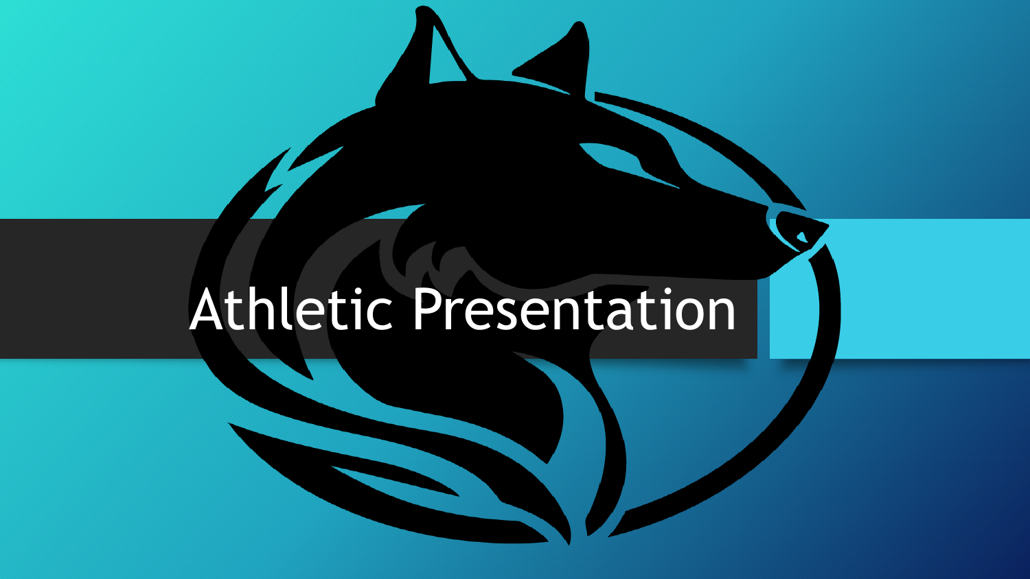# Athletic Presentation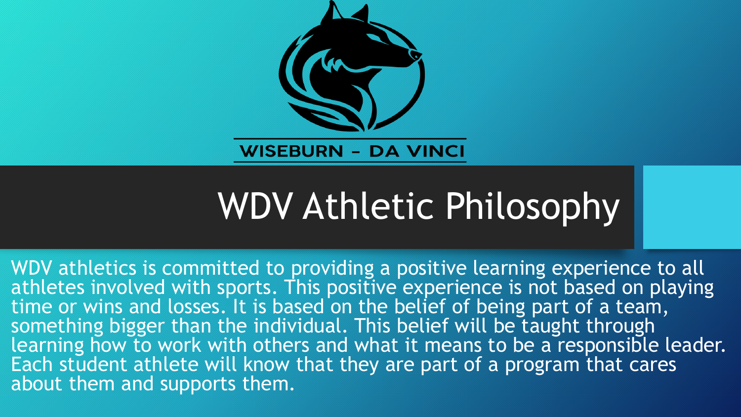WISEBURN – DA VINCI

# WDV Athletic Philosophy

WDV athletics is committed to providing a positive learning experience to all athletes involved with sports. This positive experience is not based on playing time or wins and losses. It is based on the belief of being part of a team, something bigger than the individual. This belief will be taught through learning how to work with others and what it means to be a responsible leader. Each student athlete will know that they are part of a program that cares about them and supports them.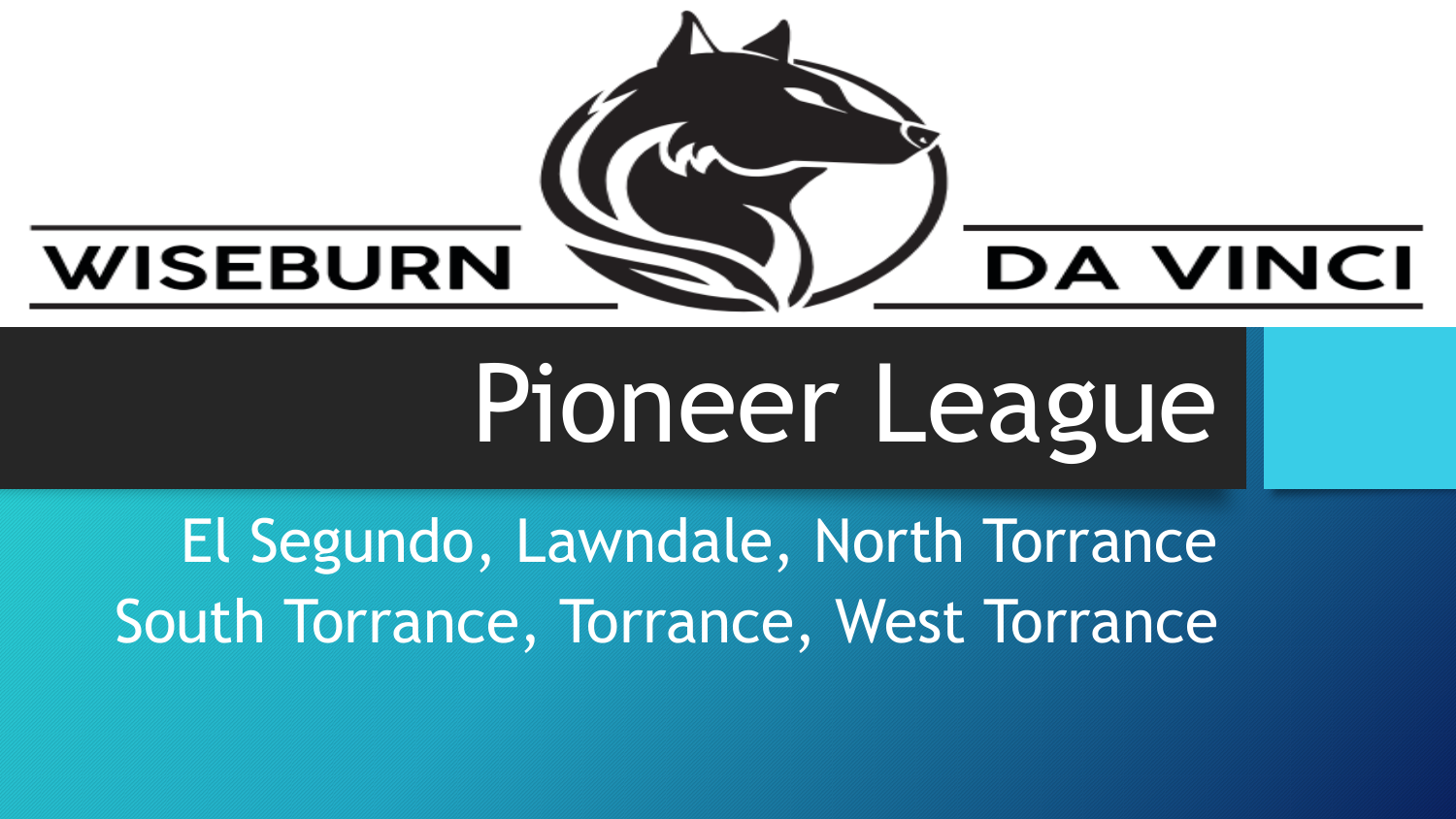WISEBURN DA VINCI

# Pioneer League

El Segundo, Lawndale, North Torrance
South Torrance, Torrance, West Torrance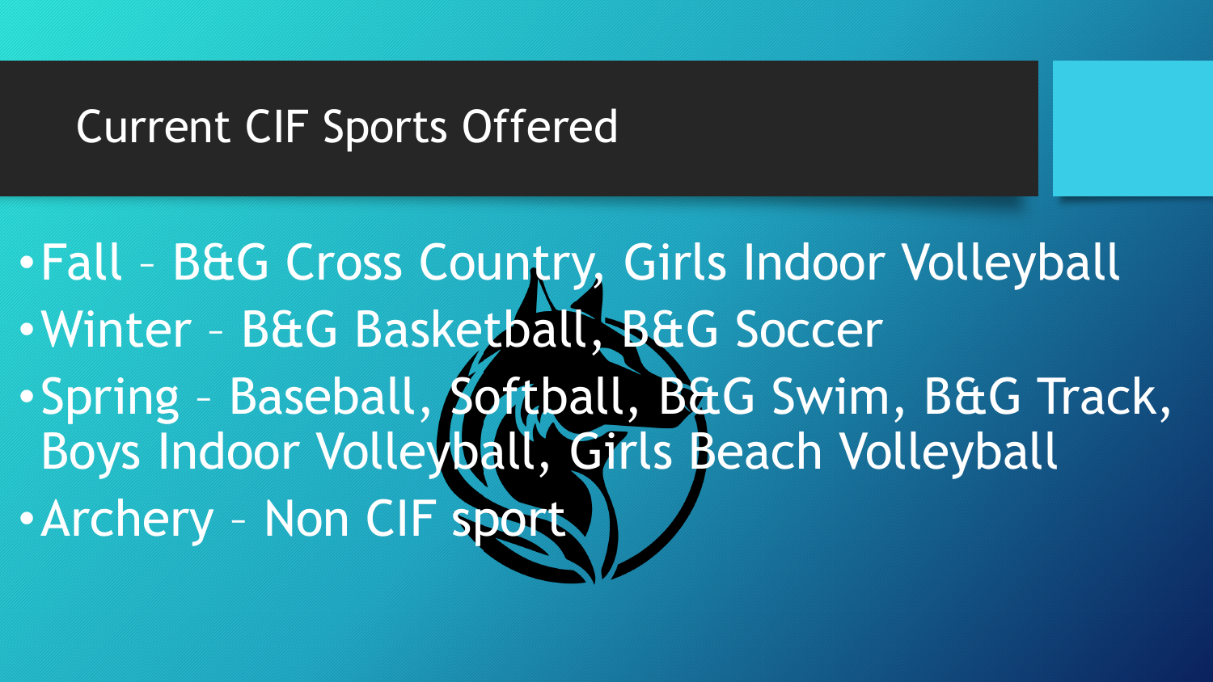# Current CIF Sports Offered

- Fall – B&G Cross Country, Girls Indoor Volleyball
- Winter – B&G Basketball, B&G Soccer
- Spring – Baseball, Softball, B&G Swim, B&G Track, Boys Indoor Volleyball, Girls Beach Volleyball
- Archery – Non CIF sport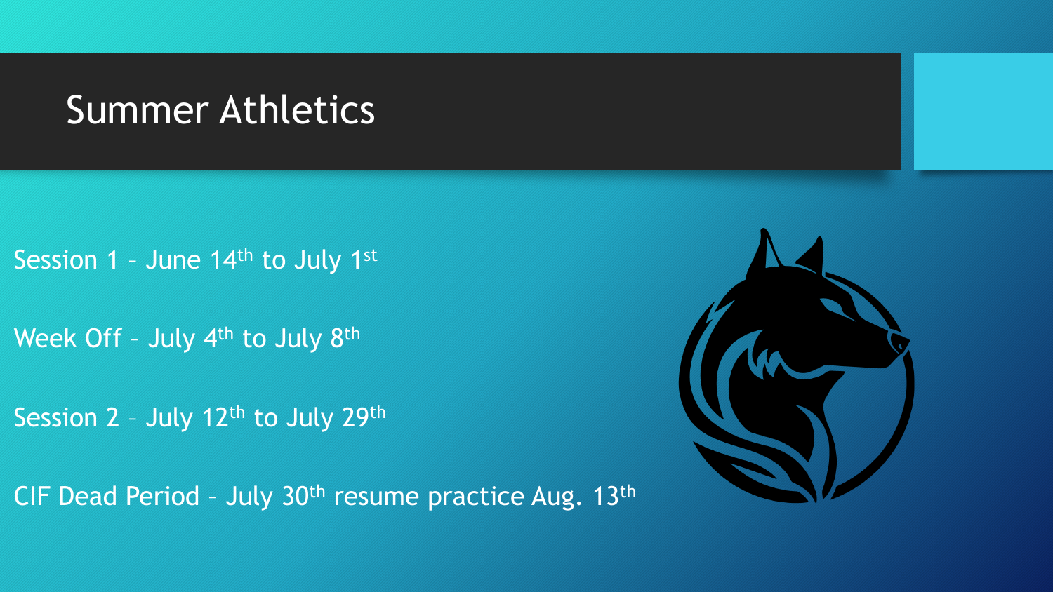# Summer Athletics

Session 1 – June 14th to July 1st

Week Off – July 4th to July 8th

Session 2 – July 12th to July 29th

CIF Dead Period – July 30th resume practice Aug. 13th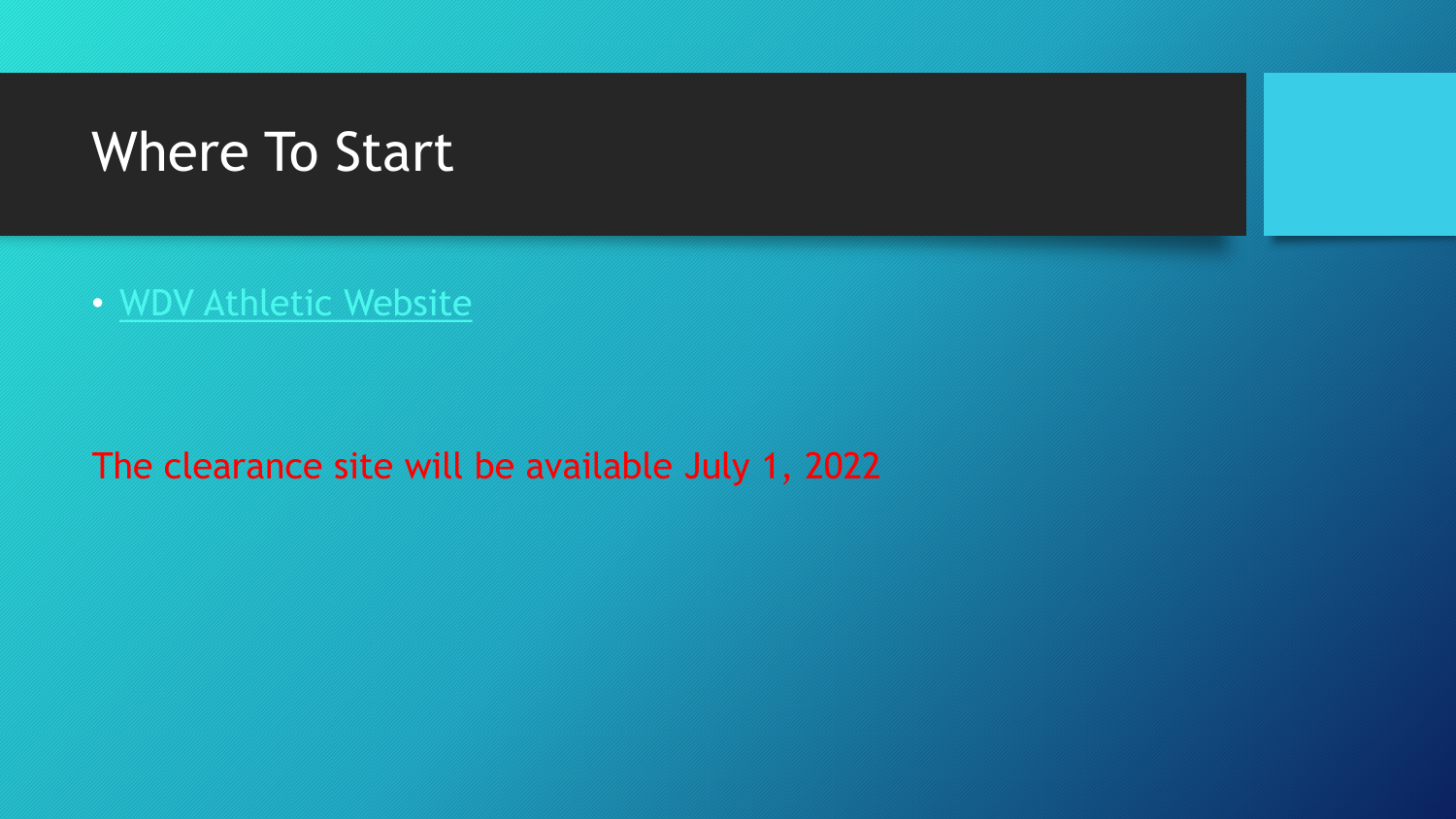# Where To Start

- WDV Athletic Website

The clearance site will be available July 1, 2022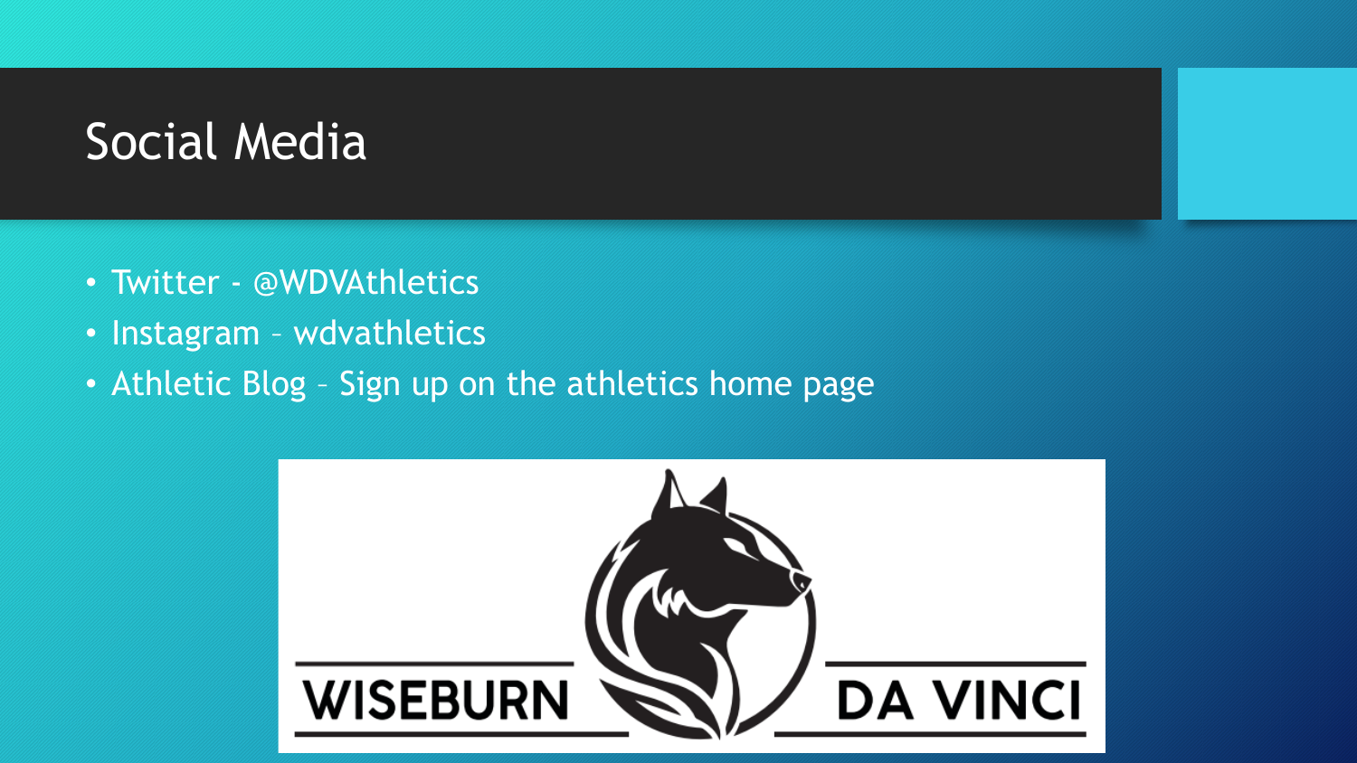# Social Media

- Twitter - @WDVAthletics
- Instagram – wdvathletics
- Athletic Blog – Sign up on the athletics home page

WISEBURN DA VINCI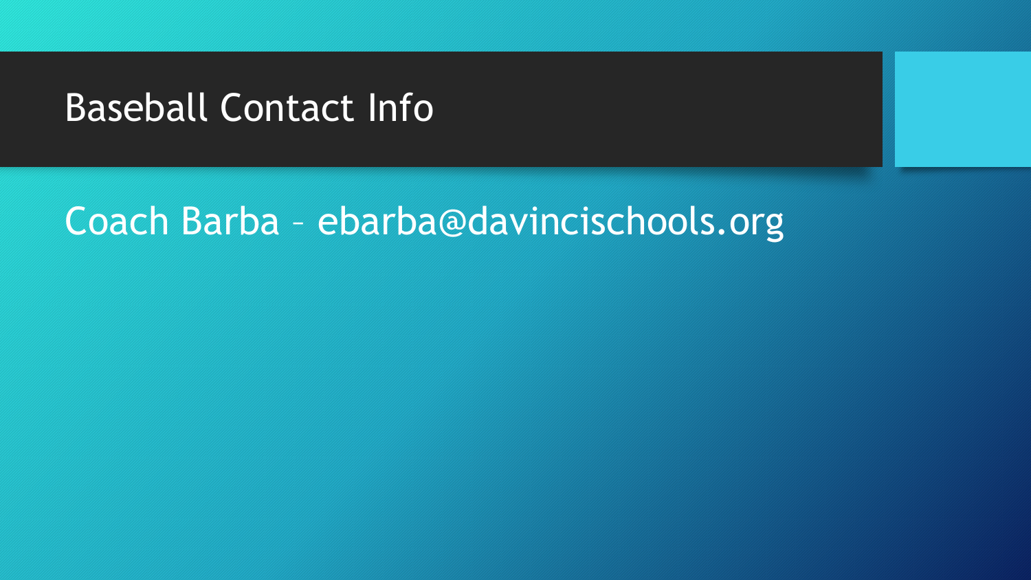# Baseball Contact Info

Coach Barba – ebarba@davincischools.org